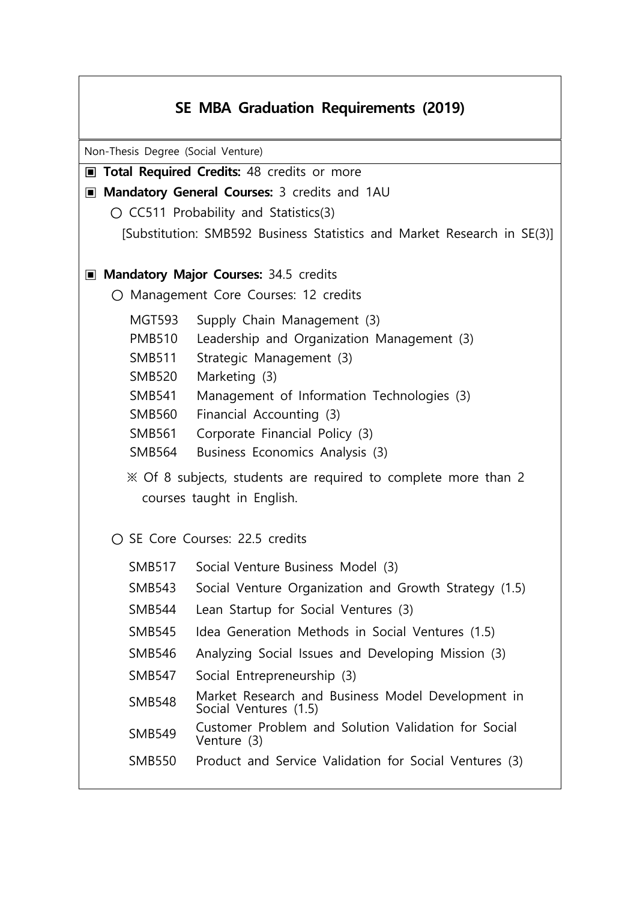# SE MBA Graduation Requirements (2019)

Non-Thesis Degree (Social Venture)

▣ **Total Required Credits:** 48 credits or more

▣ **Mandatory General Courses:** 3 credits and 1AU

○ CC511 Probability and Statistics(3)

[Substitution: SMB592 Business Statistics and Market Research in SE(3)]

▣ **Mandatory Major Courses:** 34.5 credits

○ Management Core Courses: 12 credits

| | |
|---|---|
| MGT593 | Supply Chain Management (3) |
| PMB510 | Leadership and Organization Management (3) |
| SMB511 | Strategic Management (3) |
| SMB520 | Marketing (3) |
| SMB541 | Management of Information Technologies (3) |
| SMB560 | Financial Accounting (3) |
| SMB561 | Corporate Financial Policy (3) |
| SMB564 | Business Economics Analysis (3) |

※ Of 8 subjects, students are required to complete more than 2 courses taught in English.

○ SE Core Courses: 22.5 credits

| | |
|---|---|
| SMB517 | Social Venture Business Model (3) |
| SMB543 | Social Venture Organization and Growth Strategy (1.5) |
| SMB544 | Lean Startup for Social Ventures (3) |
| SMB545 | Idea Generation Methods in Social Ventures (1.5) |
| SMB546 | Analyzing Social Issues and Developing Mission (3) |
| SMB547 | Social Entrepreneurship (3) |
| SMB548 | Market Research and Business Model Development in Social Ventures (1.5) |
| SMB549 | Customer Problem and Solution Validation for Social Venture (3) |
| SMB550 | Product and Service Validation for Social Ventures (3) |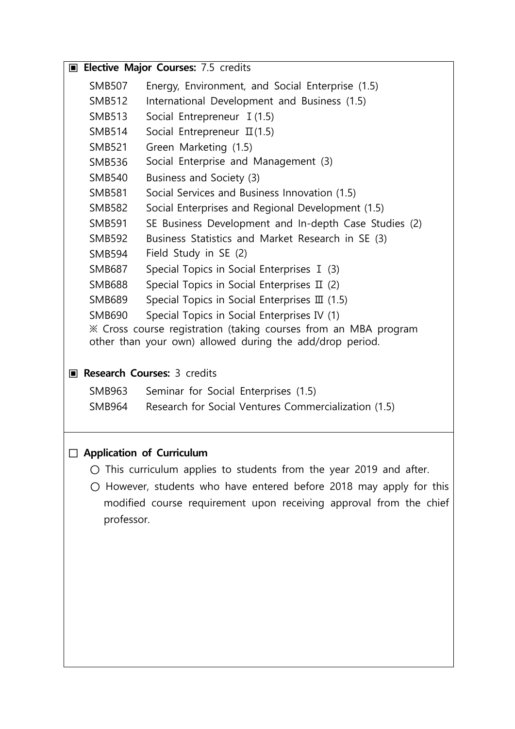▣ **Elective Major Courses:** 7.5 credits

SMB507 Energy, Environment, and Social Enterprise (1.5)
SMB512 International Development and Business (1.5)
SMB513 Social Entrepreneur Ⅰ(1.5)
SMB514 Social Entrepreneur Ⅱ(1.5)
SMB521 Green Marketing (1.5)
SMB536 Social Enterprise and Management (3)
SMB540 Business and Society (3)
SMB581 Social Services and Business Innovation (1.5)
SMB582 Social Enterprises and Regional Development (1.5)
SMB591 SE Business Development and In-depth Case Studies (2)
SMB592 Business Statistics and Market Research in SE (3)
SMB594 Field Study in SE (2)
SMB687 Special Topics in Social Enterprises Ⅰ (3)
SMB688 Special Topics in Social Enterprises Ⅱ (2)
SMB689 Special Topics in Social Enterprises Ⅲ (1.5)
SMB690 Special Topics in Social Enterprises IV (1)

※ Cross course registration (taking courses from an MBA program other than your own) allowed during the add/drop period.

▣ **Research Courses:** 3 credits

SMB963 Seminar for Social Enterprises (1.5)
SMB964 Research for Social Ventures Commercialization (1.5)

□ **Application of Curriculum**

○ This curriculum applies to students from the year 2019 and after.

○ However, students who have entered before 2018 may apply for this modified course requirement upon receiving approval from the chief professor.